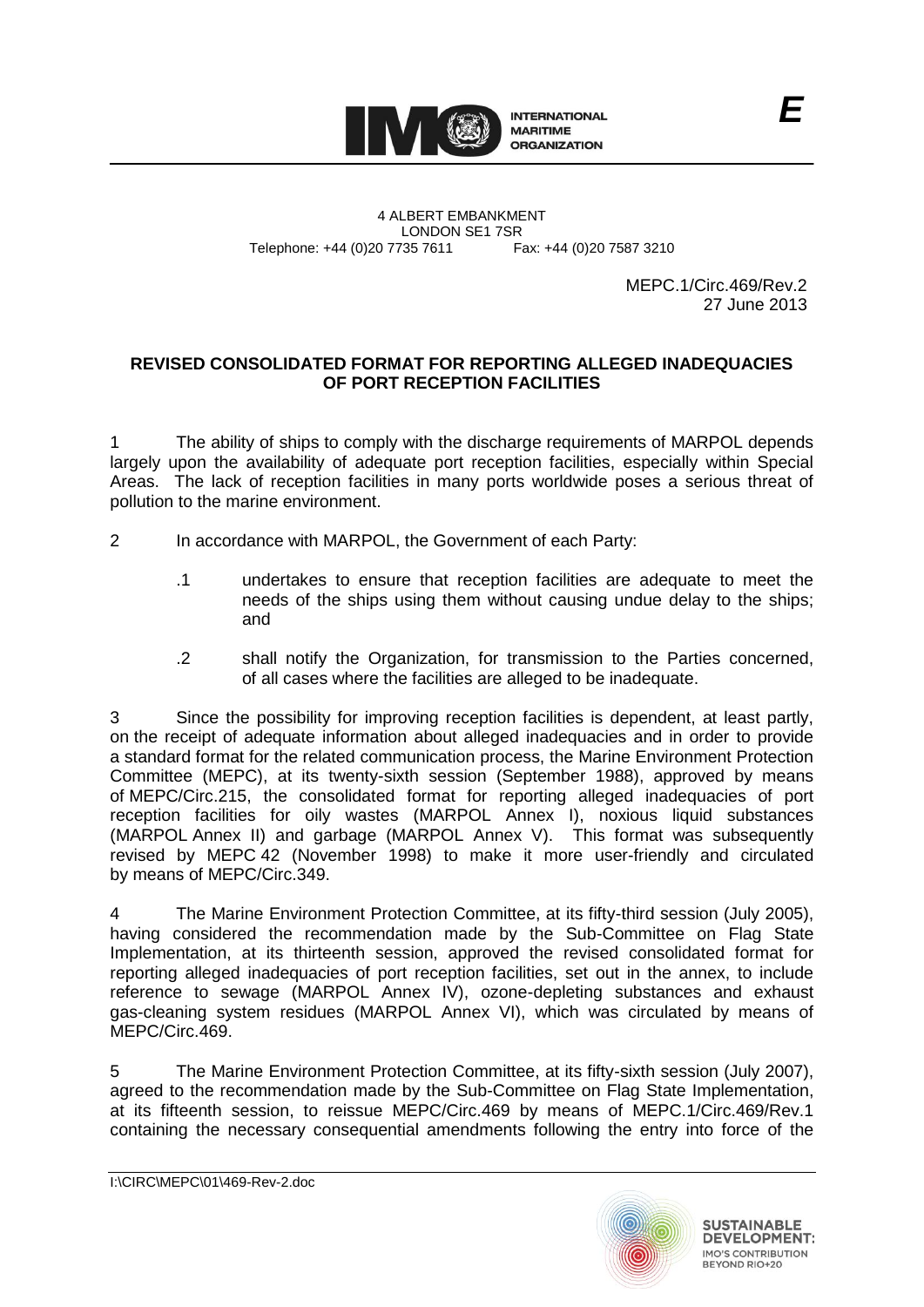INTERNATIONAL MARITIME ORGANIZATION

*E*

4 ALBERT EMBANKMENT
LONDON SE1 7SR
Telephone: +44 (0)20 7735 7611 Fax: +44 (0)20 7587 3210

MEPC.1/Circ.469/Rev.2
27 June 2013

**REVISED CONSOLIDATED FORMAT FOR REPORTING ALLEGED INADEQUACIES OF PORT RECEPTION FACILITIES**

1 The ability of ships to comply with the discharge requirements of MARPOL depends largely upon the availability of adequate port reception facilities, especially within Special Areas. The lack of reception facilities in many ports worldwide poses a serious threat of pollution to the marine environment.

2 In accordance with MARPOL, the Government of each Party:

.1 undertakes to ensure that reception facilities are adequate to meet the needs of the ships using them without causing undue delay to the ships; and

.2 shall notify the Organization, for transmission to the Parties concerned, of all cases where the facilities are alleged to be inadequate.

3 Since the possibility for improving reception facilities is dependent, at least partly, on the receipt of adequate information about alleged inadequacies and in order to provide a standard format for the related communication process, the Marine Environment Protection Committee (MEPC), at its twenty-sixth session (September 1988), approved by means of MEPC/Circ.215, the consolidated format for reporting alleged inadequacies of port reception facilities for oily wastes (MARPOL Annex I), noxious liquid substances (MARPOL Annex II) and garbage (MARPOL Annex V). This format was subsequently revised by MEPC 42 (November 1998) to make it more user-friendly and circulated by means of MEPC/Circ.349.

4 The Marine Environment Protection Committee, at its fifty-third session (July 2005), having considered the recommendation made by the Sub-Committee on Flag State Implementation, at its thirteenth session, approved the revised consolidated format for reporting alleged inadequacies of port reception facilities, set out in the annex, to include reference to sewage (MARPOL Annex IV), ozone-depleting substances and exhaust gas-cleaning system residues (MARPOL Annex VI), which was circulated by means of MEPC/Circ.469.

5 The Marine Environment Protection Committee, at its fifty-sixth session (July 2007), agreed to the recommendation made by the Sub-Committee on Flag State Implementation, at its fifteenth session, to reissue MEPC/Circ.469 by means of MEPC.1/Circ.469/Rev.1 containing the necessary consequential amendments following the entry into force of the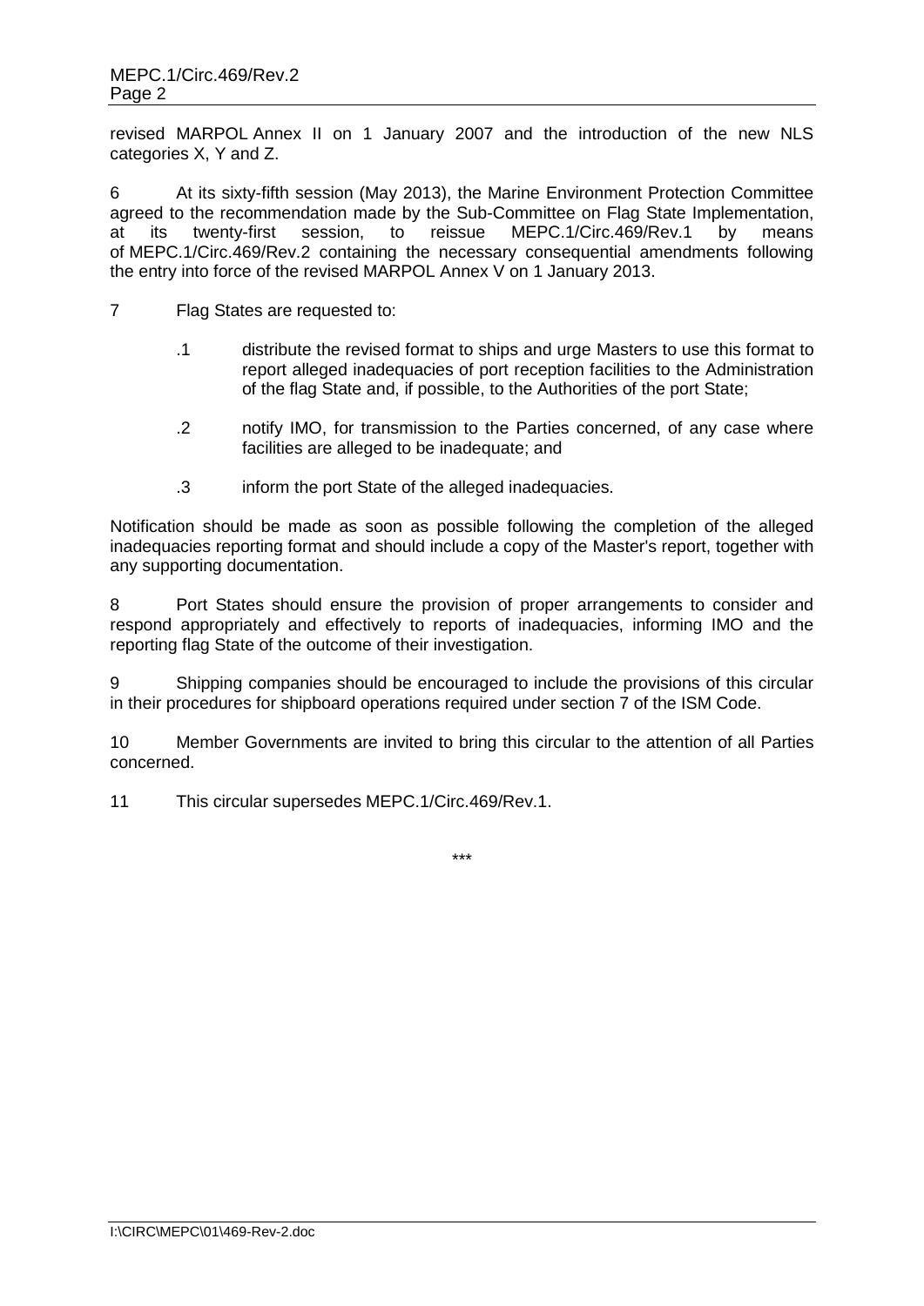revised MARPOL Annex II on 1 January 2007 and the introduction of the new NLS categories X, Y and Z.

6 At its sixty-fifth session (May 2013), the Marine Environment Protection Committee agreed to the recommendation made by the Sub-Committee on Flag State Implementation, at its twenty-first session, to reissue MEPC.1/Circ.469/Rev.1 by means of MEPC.1/Circ.469/Rev.2 containing the necessary consequential amendments following the entry into force of the revised MARPOL Annex V on 1 January 2013.

7 Flag States are requested to:

.1 distribute the revised format to ships and urge Masters to use this format to report alleged inadequacies of port reception facilities to the Administration of the flag State and, if possible, to the Authorities of the port State;

.2 notify IMO, for transmission to the Parties concerned, of any case where facilities are alleged to be inadequate; and

.3 inform the port State of the alleged inadequacies.

Notification should be made as soon as possible following the completion of the alleged inadequacies reporting format and should include a copy of the Master's report, together with any supporting documentation.

8 Port States should ensure the provision of proper arrangements to consider and respond appropriately and effectively to reports of inadequacies, informing IMO and the reporting flag State of the outcome of their investigation.

9 Shipping companies should be encouraged to include the provisions of this circular in their procedures for shipboard operations required under section 7 of the ISM Code.

10 Member Governments are invited to bring this circular to the attention of all Parties concerned.

11 This circular supersedes MEPC.1/Circ.469/Rev.1.

\*\*\*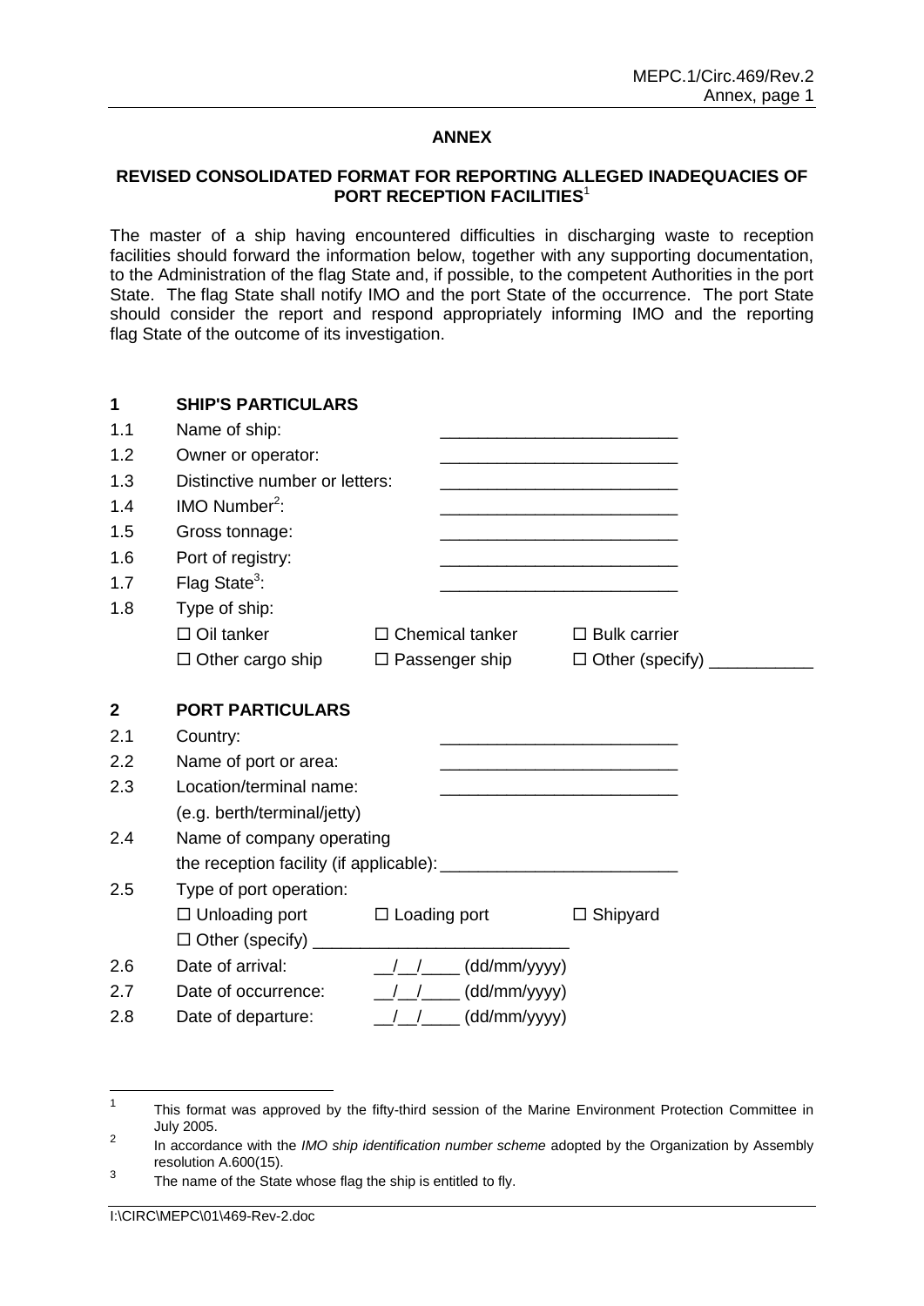# ANNEX

## REVISED CONSOLIDATED FORMAT FOR REPORTING ALLEGED INADEQUACIES OF PORT RECEPTION FACILITIES[1]

The master of a ship having encountered difficulties in discharging waste to reception facilities should forward the information below, together with any supporting documentation, to the Administration of the flag State and, if possible, to the competent Authorities in the port State. The flag State shall notify IMO and the port State of the occurrence. The port State should consider the report and respond appropriately informing IMO and the reporting flag State of the outcome of its investigation.

### 1 SHIP'S PARTICULARS

1.1 Name of ship: _________________________

1.2 Owner or operator: _________________________

1.3 Distinctive number or letters: _________________________

1.4 IMO Number[2]: _________________________

1.5 Gross tonnage: _________________________

1.6 Port of registry: _________________________

1.7 Flag State[3]: _________________________

1.8 Type of ship:

☐ Oil tanker ☐ Chemical tanker ☐ Bulk carrier

☐ Other cargo ship ☐ Passenger ship ☐ Other (specify) ___________

### 2 PORT PARTICULARS

2.1 Country: _________________________

2.2 Name of port or area: _________________________

2.3 Location/terminal name: _________________________
(e.g. berth/terminal/jetty)

2.4 Name of company operating
the reception facility (if applicable): _________________________

2.5 Type of port operation:

☐ Unloading port ☐ Loading port ☐ Shipyard

☐ Other (specify) ___________________________

2.6 Date of arrival: __/__/____ (dd/mm/yyyy)

2.7 Date of occurrence: __/__/____ (dd/mm/yyyy)

2.8 Date of departure: __/__/____ (dd/mm/yyyy)

---

[1] This format was approved by the fifty-third session of the Marine Environment Protection Committee in July 2005.

[2] In accordance with the *IMO ship identification number scheme* adopted by the Organization by Assembly resolution A.600(15).

[3] The name of the State whose flag the ship is entitled to fly.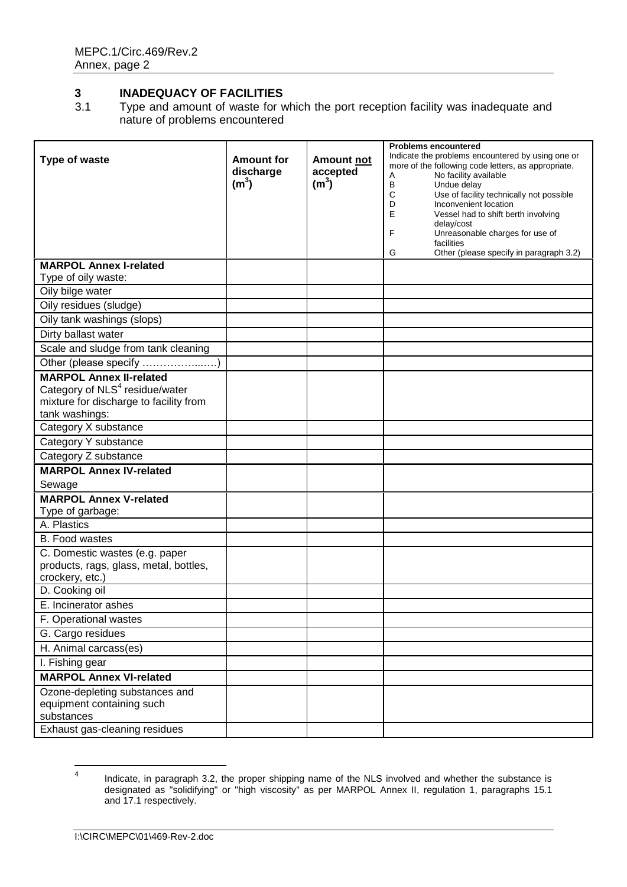## 3 INADEQUACY OF FACILITIES

3.1 Type and amount of waste for which the port reception facility was inadequate and nature of problems encountered

| Type of waste | Amount for discharge ($m^3$) | Amount not accepted ($m^3$) | Problems encountered<br>Indicate the problems encountered by using one or more of the following code letters, as appropriate.<br>A No facility available<br>B Undue delay<br>C Use of facility technically not possible<br>D Inconvenient location<br>E Vessel had to shift berth involving delay/cost<br>F Unreasonable charges for use of facilities<br>G Other (please specify in paragraph 3.2) |
|---|---|---|---|
| **MARPOL Annex I-related**<br>Type of oily waste: | | | |
| Oily bilge water | | | |
| Oily residues (sludge) | | | |
| Oily tank washings (slops) | | | |
| Dirty ballast water | | | |
| Scale and sludge from tank cleaning | | | |
| Other (please specify ………………..….) | | | |
| **MARPOL Annex II-related**<br>Category of NLS[4] residue/water mixture for discharge to facility from tank washings: | | | |
| Category X substance | | | |
| Category Y substance | | | |
| Category Z substance | | | |
| **MARPOL Annex IV-related**<br>Sewage | | | |
| **MARPOL Annex V-related**<br>Type of garbage: | | | |
| A. Plastics | | | |
| B. Food wastes | | | |
| C. Domestic wastes (e.g. paper products, rags, glass, metal, bottles, crockery, etc.) | | | |
| D. Cooking oil | | | |
| E. Incinerator ashes | | | |
| F. Operational wastes | | | |
| G. Cargo residues | | | |
| H. Animal carcass(es) | | | |
| I. Fishing gear | | | |
| **MARPOL Annex VI-related** | | | |
| Ozone-depleting substances and equipment containing such substances | | | |
| Exhaust gas-cleaning residues | | | |

[4] Indicate, in paragraph 3.2, the proper shipping name of the NLS involved and whether the substance is designated as "solidifying" or "high viscosity" as per MARPOL Annex II, regulation 1, paragraphs 15.1 and 17.1 respectively.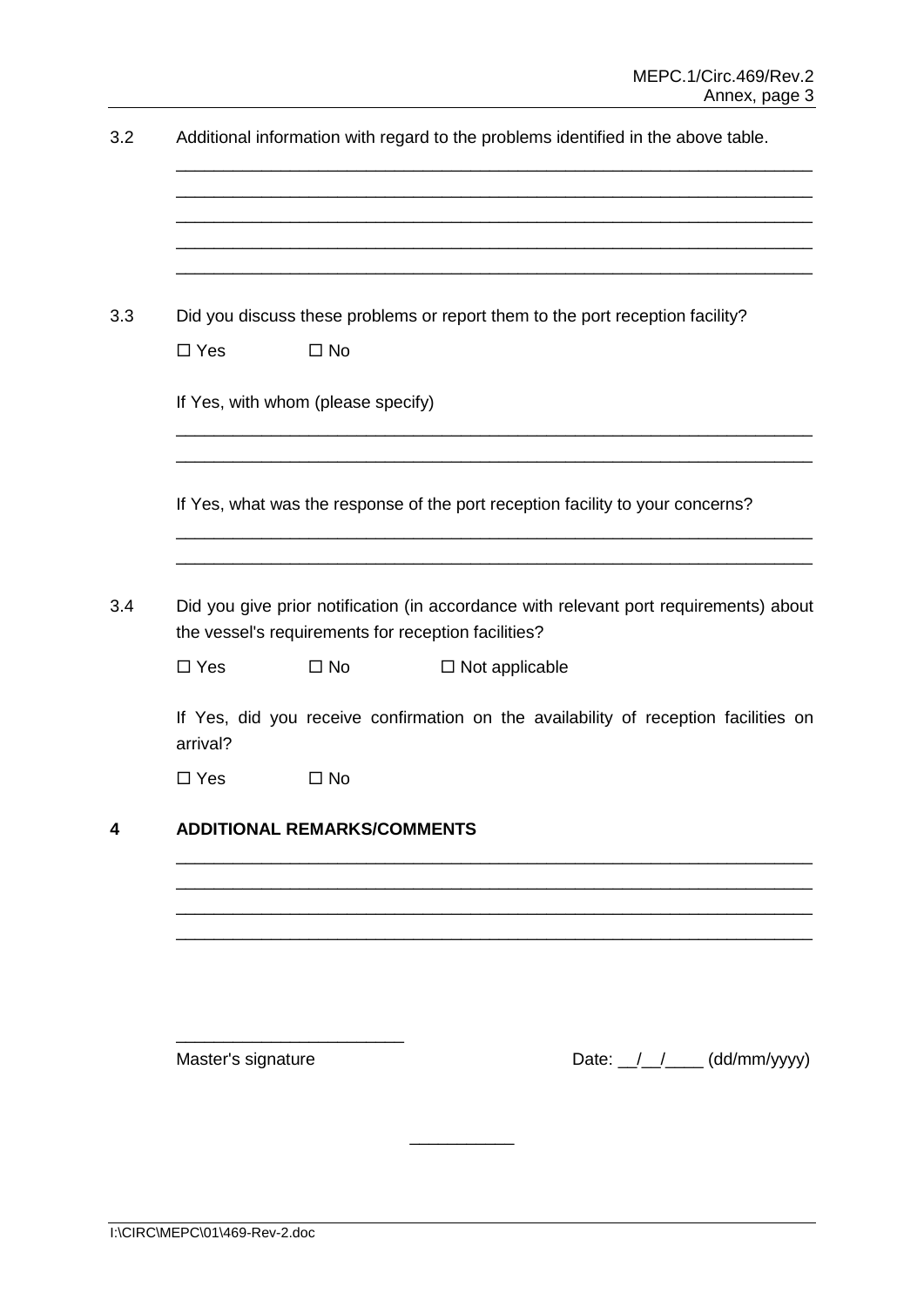3.2 Additional information with regard to the problems identified in the above table.

______________________________________________________________________
______________________________________________________________________
______________________________________________________________________
______________________________________________________________________
______________________________________________________________________

3.3 Did you discuss these problems or report them to the port reception facility?

☐ Yes ☐ No

If Yes, with whom (please specify)

______________________________________________________________________
______________________________________________________________________

If Yes, what was the response of the port reception facility to your concerns?

______________________________________________________________________
______________________________________________________________________

3.4 Did you give prior notification (in accordance with relevant port requirements) about the vessel's requirements for reception facilities?

☐ Yes ☐ No ☐ Not applicable

If Yes, did you receive confirmation on the availability of reception facilities on arrival?

☐ Yes ☐ No

## 4 ADDITIONAL REMARKS/COMMENTS

______________________________________________________________________
______________________________________________________________________
______________________________________________________________________
______________________________________________________________________

________________________
Master's signature

Date: __/__/____ (dd/mm/yyyy)

___________